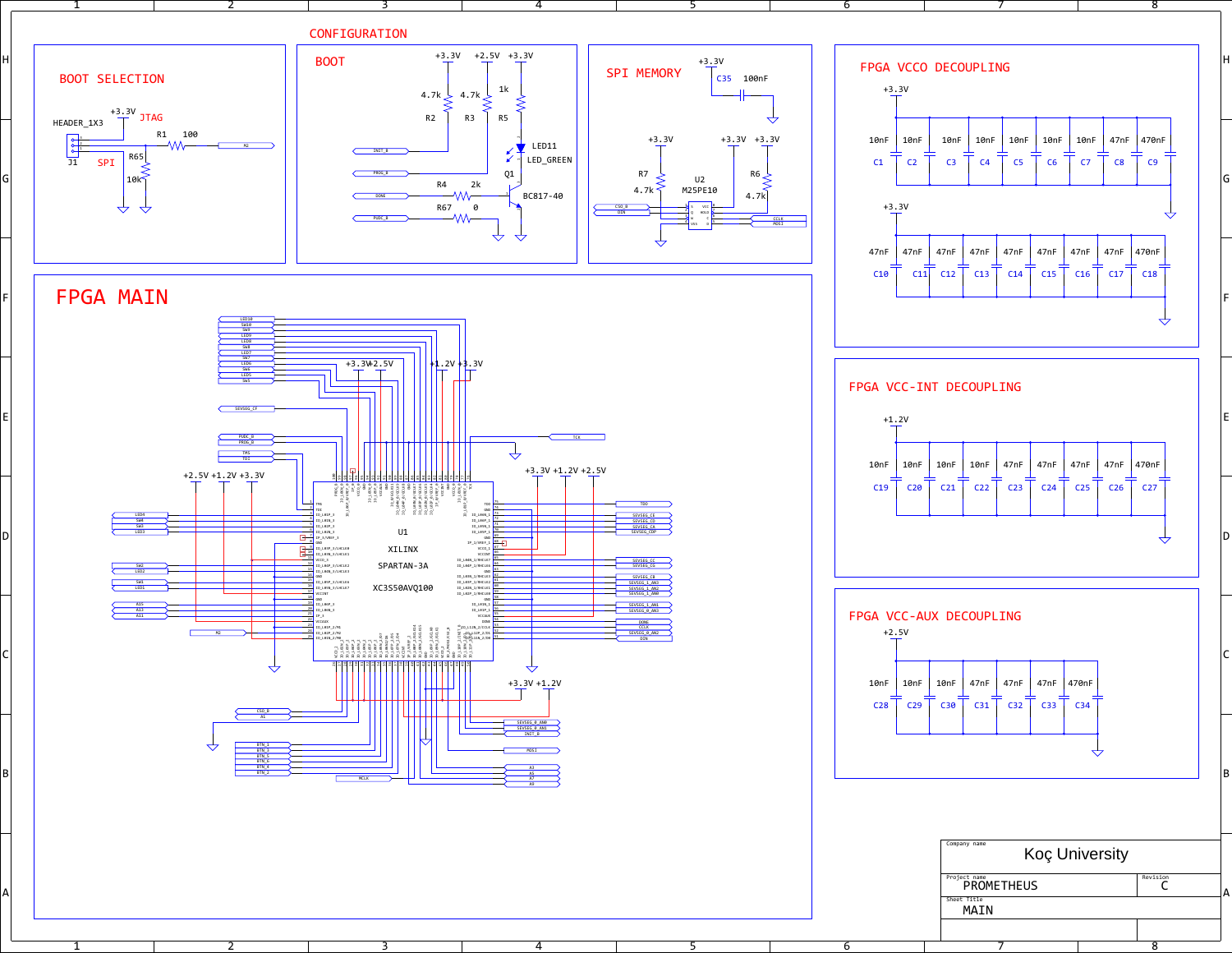## BOOT SELECTION

HEADER_1X3

J1

+3.3V JTAG

SPI

R1 100

R65 10k

M2

## CONFIGURATION

### BOOT

+3.3V +2.5V +3.3V

R2 4.7k

R3 4.7k

R5 1k

LED11 LED_GREEN

Q1 BC817-40

R4 2k

R67 0

INIT_B

PROG_B

DONE

PUDC_B

## SPI MEMORY

+3.3V

C35 100nF

+3.3V +3.3V +3.3V

R7 4.7k

U2 M25PE10

R6 4.7k

CSO_B

DIN

CCLK

MOSI

## FPGA VCCO DECOUPLING

+3.3V

| 10nF | 10nF | 10nF | 10nF | 10nF | 10nF | 10nF | 47nF | 470nF |
|---|---|---|---|---|---|---|---|---|
| C1 | C2 | C3 | C4 | C5 | C6 | C7 | C8 | C9 |

+3.3V

| 47nF | 47nF | 47nF | 47nF | 47nF | 47nF | 47nF | 47nF | 470nF |
|---|---|---|---|---|---|---|---|---|
| C10 | C11 | C12 | C13 | C14 | C15 | C16 | C17 | C18 |

## FPGA MAIN

U1

XILINX

SPARTAN-3A

XC3S50AVQ100

+3.3V +2.5V +1.2V +3.3V

+2.5V +1.2V +3.3V

+3.3V +1.2V +2.5V

+3.3V +1.2V

LED10, SW10, SW9, LED9, LED8, SW8, LED7, SW7, LED6, SW6, LED5, SW5

SEVSEG_CF

PUDC_B, PROG_B

TMS, TDI

TCK

TDO

LED4, SW4, SW3, LED3

SW2, LED2, SW1, LED1

A15, A13, A11

M2

SEVSEG_CE, SEVSEG_CD, SEVSEG_CA, SEVSEG_CDP

SEVSEG_CC, SEVSEG_CG

SEVSEG_CB, SEVSEG_1_AN3, SEVSEG_1_AN2, SEVSEG_1_AN0

SEVSEG_1_AN1, SEVSEG_0_AN3

DONE, CCLK, SEVSEG_0_AN2, DIN

CSO_B, A1

SEVSEG_0_AN0, SEVSEG_0_AN1, INIT_B

MOSI

BTN_1, BTN_3, BTN_5, BTN_6, BTN_4, BTN_2

MCLK

A3, A5, A7, A9

## FPGA VCC-INT DECOUPLING

+1.2V

| 10nF | 10nF | 10nF | 10nF | 47nF | 47nF | 47nF | 47nF | 470nF |
|---|---|---|---|---|---|---|---|---|
| C19 | C20 | C21 | C22 | C23 | C24 | C25 | C26 | C27 |

## FPGA VCC-AUX DECOUPLING

+2.5V

| 10nF | 10nF | 10nF | 47nF | 47nF | 47nF | 470nF |
|---|---|---|---|---|---|---|
| C28 | C29 | C30 | C31 | C32 | C33 | C34 |

| Company name | |
|---|---|
| Koç University | |
| Project name: PROMETHEUS | Revision: C |
| Sheet Title: MAIN | |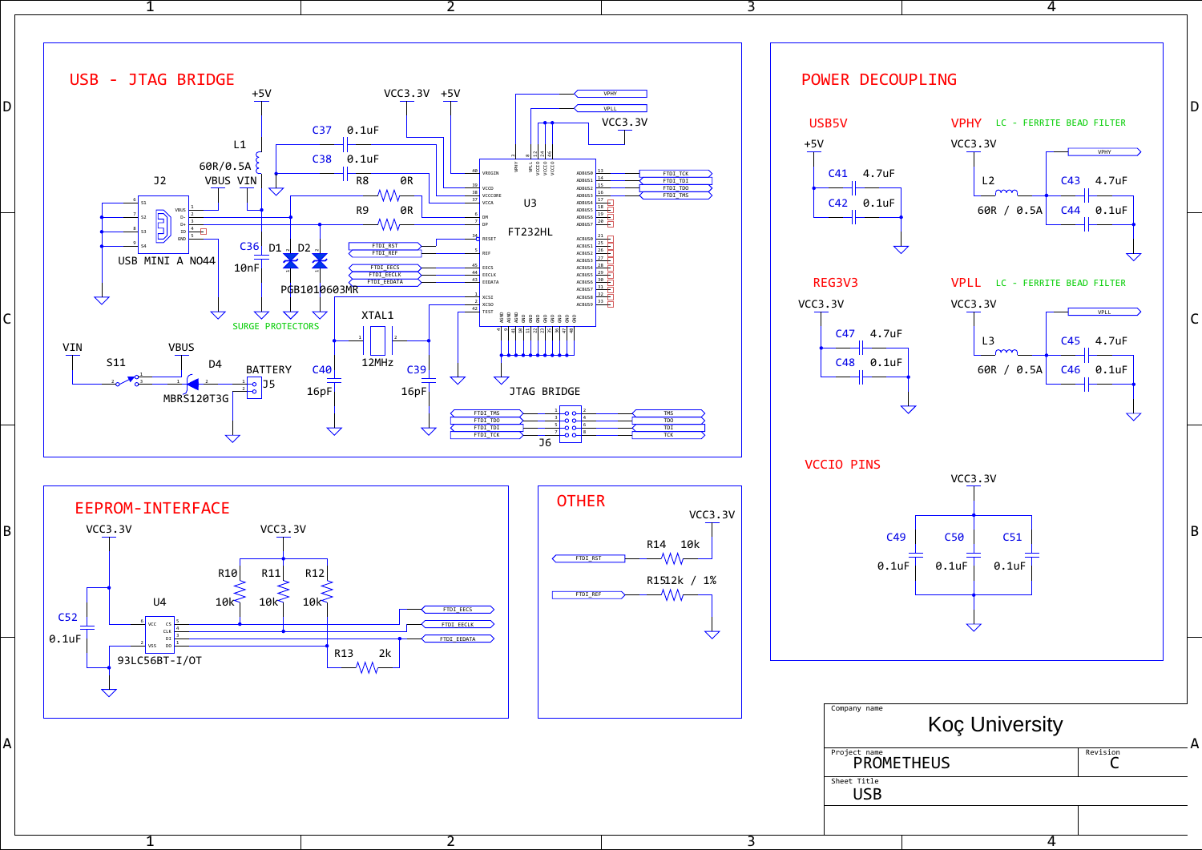# USB - JTAG BRIDGE

+5V

L1
60R/0.5A

J2
VBUS VIN
USB MINI A NO44

C37 0.1uF
C38 0.1uF
R8 0R
R9 0R

VCC3.3V +5V

VPHY
VPLL
VCC3.3V

U3
FT232HL

C36
10nF
D1 D2
PGB1010603MR
SURGE PROTECTORS

FTDI_RST
FTDI_REF
FTDI_EECS
FTDI_EECLK
FTDI_EEDATA

FTDI_TCK
FTDI_TDI
FTDI_TDO
FTDI_TMS

XTAL1
12MHz
C40 16pF
C39 16pF

VIN VBUS
S11
D4
MBRS120T3G
BATTERY
J5

JTAG BRIDGE
J6

| J6 In | J6 Out |
|---|---|
| FTDI_TMS | TMS |
| FTDI_TDO | TDO |
| FTDI_TDI | TDI |
| FTDI_TCK | TCK |

# POWER DECOUPLING

## USB5V
+5V
C41 4.7uF
C42 0.1uF

## VPHY
LC - FERRITE BEAD FILTER

VCC3.3V
L2
60R / 0.5A
C43 4.7uF
C44 0.1uF
VPHY

## REG3V3
VCC3.3V
C47 4.7uF
C48 0.1uF

## VPLL
LC - FERRITE BEAD FILTER

VCC3.3V
L3
60R / 0.5A
C45 4.7uF
C46 0.1uF
VPLL

## VCCIO PINS
VCC3.3V
C49 0.1uF
C50 0.1uF
C51 0.1uF

# EEPROM-INTERFACE

VCC3.3V VCC3.3V
C52 0.1uF
U4
93LC56BT-I/OT
R10 10k
R11 10k
R12 10k
R13 2k
FTDI_EECS
FTDI_EECLK
FTDI_EEDATA

# OTHER

VCC3.3V
R14 10k
FTDI_RST
R15 12k / 1%
FTDI_REF

| Company name | Koç University | |
|---|---|---|
| Project name | PROMETHEUS | Revision C |
| Sheet Title | USB | |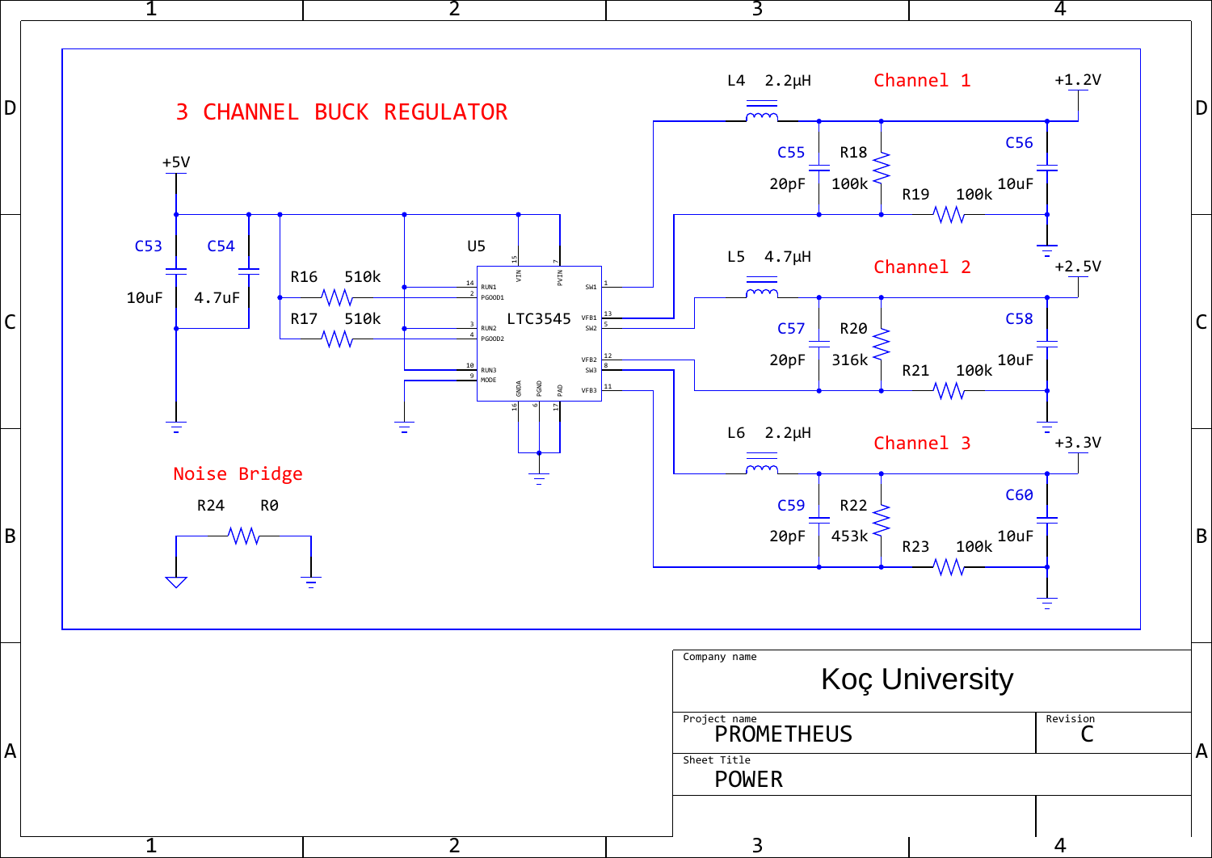# 3 CHANNEL BUCK REGULATOR

+5V

C53 10uF

C54 4.7uF

R16 510k

R17 510k

U5

LTC3545

| Pin | Name |
| --- | --- |
| 15 | VIN |
| 7 | PVIN |
| 14 | RUN1 |
| 2 | PGOOD1 |
| 3 | RUN2 |
| 4 | PGOOD2 |
| 10 | RUN3 |
| 9 | MODE |
| 16 | GNDA |
| 6 | PGND |
| 17 | PAD |
| 1 | SW1 |
| 13 | VFB1 |
| 5 | SW2 |
| 12 | VFB2 |
| 8 | SW3 |
| 11 | VFB3 |

## Channel 1

L4 2.2µH

C55 20pF

R18 100k

R19 100k

C56 10uF

+1.2V

## Channel 2

L5 4.7µH

C57 20pF

R20 316k

R21 100k

C58 10uF

+2.5V

## Channel 3

L6 2.2µH

C59 20pF

R22 453k

R23 100k

C60 10uF

+3.3V

## Noise Bridge

R24 R0

| Company name | |
| --- | --- |
| Koç University | |
| Project name: PROMETHEUS | Revision: C |
| Sheet Title: POWER | |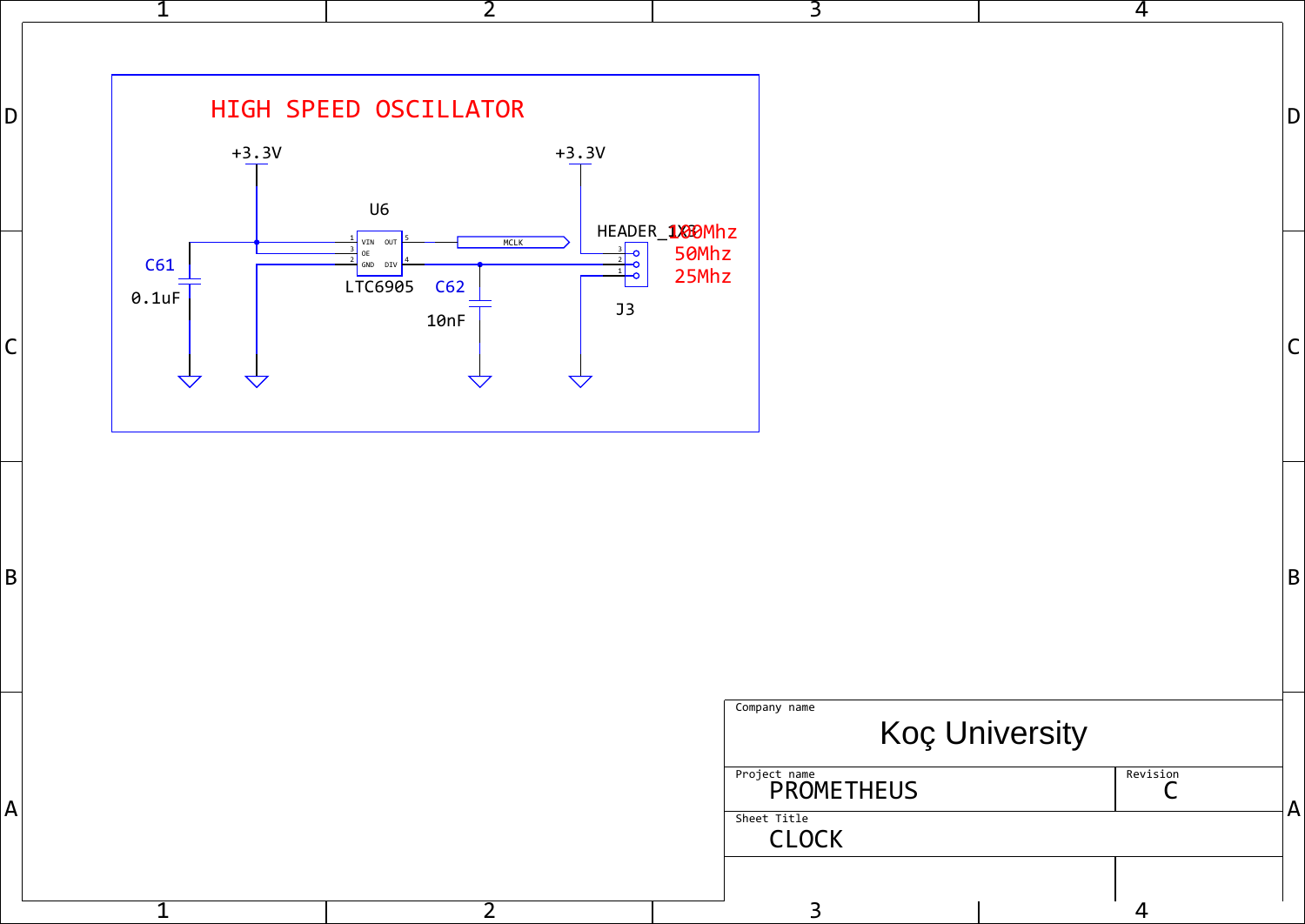# HIGH SPEED OSCILLATOR

+3.3V

+3.3V

U6

| Pin | Name |
| --- | --- |
| 1 | VIN |
| 3 | OE |
| 2 | GND |
| 5 | OUT |
| 4 | DIV |

LTC6905

MCLK

C61

0.1uF

C62

10nF

HEADER_1X3

J3

100Mhz

50Mhz

25Mhz

Company name

Koç University

Project name

PROMETHEUS

Revision

C

Sheet Title

CLOCK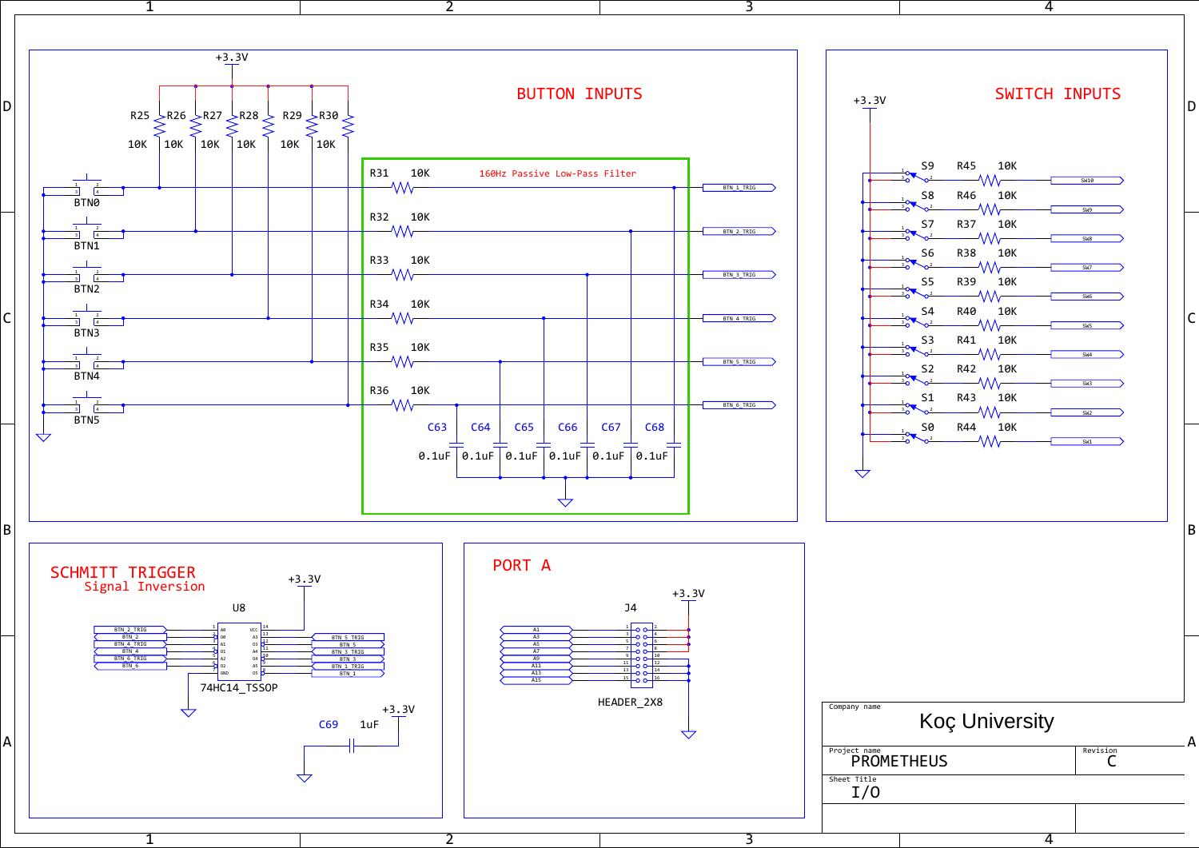# BUTTON INPUTS

+3.3V

R25 10K, R26 10K, R27 10K, R28 10K, R29 10K, R30 10K

BTN0, BTN1, BTN2, BTN3, BTN4, BTN5

160Hz Passive Low-Pass Filter

| Resistor | Value | Net |
|---|---|---|
| R31 | 10K | BTN_1_TRIG |
| R32 | 10K | BTN_2_TRIG |
| R33 | 10K | BTN_3_TRIG |
| R34 | 10K | BTN_4_TRIG |
| R35 | 10K | BTN_5_TRIG |
| R36 | 10K | BTN_6_TRIG |

C63 0.1uF, C64 0.1uF, C65 0.1uF, C66 0.1uF, C67 0.1uF, C68 0.1uF

# SWITCH INPUTS

+3.3V

| Switch | Resistor | Value | Net |
|---|---|---|---|
| S9 | R45 | 10K | SW10 |
| S8 | R46 | 10K | SW9 |
| S7 | R37 | 10K | SW8 |
| S6 | R38 | 10K | SW7 |
| S5 | R39 | 10K | SW6 |
| S4 | R40 | 10K | SW5 |
| S3 | R41 | 10K | SW4 |
| S2 | R42 | 10K | SW3 |
| S1 | R43 | 10K | SW2 |
| S0 | R44 | 10K | SW1 |

# SCHMITT TRIGGER

Signal Inversion

+3.3V

U8 — 74HC14_TSSOP

| Pin | Input Net | Pin | Output Net |
|---|---|---|---|
| 1 A0 | BTN_2_TRIG | 14 VCC | +3.3V |
| 2 O0 | BTN_2 | 13 A3 | BTN_5_TRIG |
| 3 A1 | BTN_4_TRIG | 12 O3 | BTN_5 |
| 4 O1 | BTN_4 | 11 A4 | BTN_3_TRIG |
| 5 A2 | BTN_6_TRIG | 10 O4 | BTN_3 |
| 6 O2 | BTN_6 | 9 A5 | BTN_1_TRIG |
| 7 GND | | 8 O5 | BTN_1 |

C69 1uF, +3.3V

# PORT A

+3.3V

J4 — HEADER_2X8

A1, A3, A5, A7, A9, A11, A13, A15

| Company name | Koç University |
|---|---|
| Project name | PROMETHEUS |
| Revision | C |
| Sheet Title | I/O |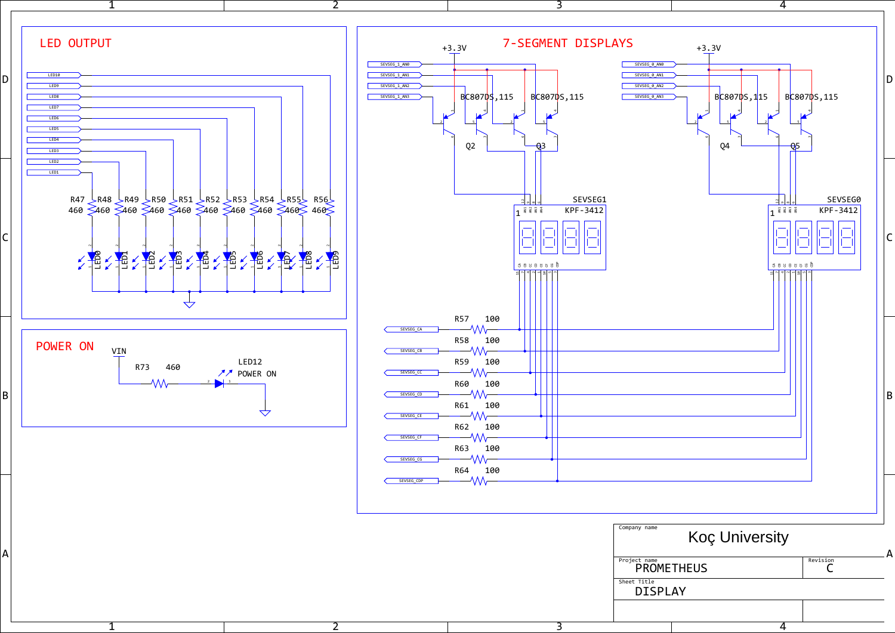## LED OUTPUT

LED10
LED9
LED8
LED7
LED6
LED5
LED4
LED3
LED2
LED1

R47 460
R48 460
R49 460
R50 460
R51 460
R52 460
R53 460
R54 460
R55 460
R56 460

LED0 LED1 LED2 LED3 LED4 LED5 LED6 LED7 LED8 LED9

## POWER ON

VIN
R73 460
LED12
POWER ON

## 7-SEGMENT DISPLAYS

+3.3V

SEVSEG_1_AN0
SEVSEG_1_AN1
SEVSEG_1_AN2
SEVSEG_1_AN3

BC807DS,115
BC807DS,115
Q2
Q3

SEVSEG1
KPF-3412

SEVSEG_0_AN0
SEVSEG_0_AN1
SEVSEG_0_AN2
SEVSEG_0_AN3

BC807DS,115
BC807DS,115
Q4
Q5

SEVSEG0
KPF-3412

R57 100 SEVSEG_CA
R58 100 SEVSEG_CB
R59 100 SEVSEG_CC
R60 100 SEVSEG_CD
R61 100 SEVSEG_CE
R62 100 SEVSEG_CF
R63 100 SEVSEG_CG
R64 100 SEVSEG_CDP

| | |
|---|---|
| Company name | Koç University |
| Project name | PROMETHEUS |
| Revision | C |
| Sheet Title | DISPLAY |